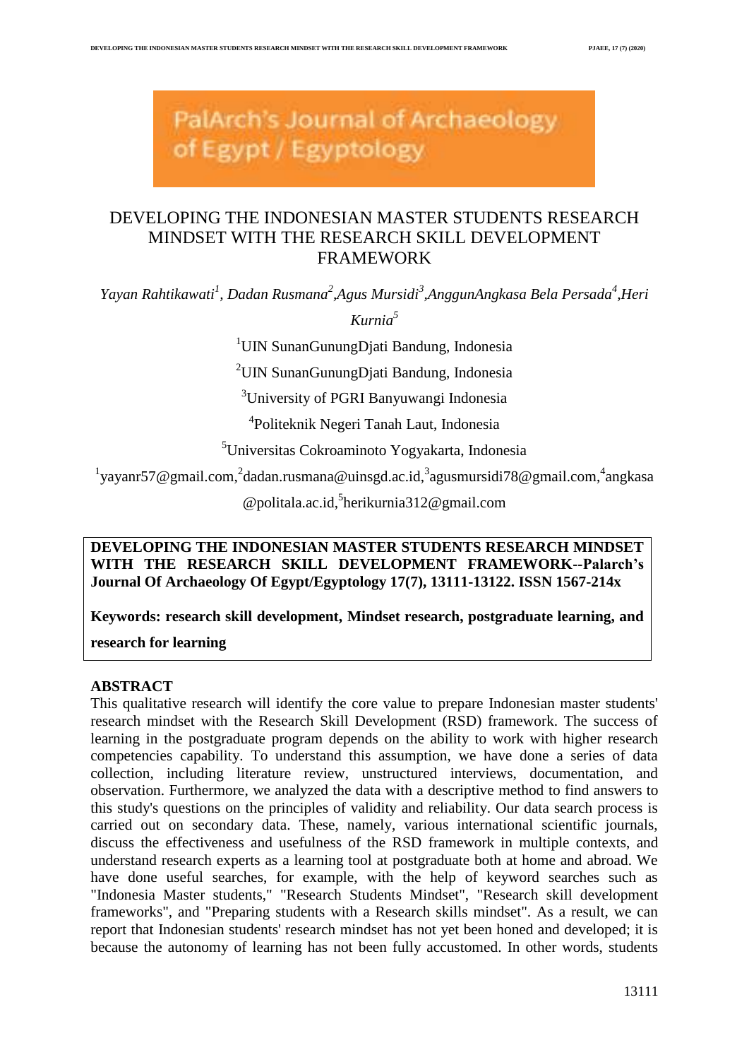PalArch's Journal of Archaeology of Egypt / Egyptology

# DEVELOPING THE INDONESIAN MASTER STUDENTS RESEARCH MINDSET WITH THE RESEARCH SKILL DEVELOPMENT FRAMEWORK

*Yayan Rahtikawati[1], Dadan Rusmana[2],Agus Mursidi[3],AnggunAngkasa Bela Persada[4],Heri Kurnia[5]*

[1]UIN SunanGunungDjati Bandung, Indonesia

[2]UIN SunanGunungDjati Bandung, Indonesia

[3]University of PGRI Banyuwangi Indonesia

[4]Politeknik Negeri Tanah Laut, Indonesia

[5]Universitas Cokroaminoto Yogyakarta, Indonesia

[1]yayanr57@gmail.com,[2]dadan.rusmana@uinsgd.ac.id,[3]agusmursidi78@gmail.com,[4]angkasa@politala.ac.id,[5]herikurnia312@gmail.com

**DEVELOPING THE INDONESIAN MASTER STUDENTS RESEARCH MINDSET WITH THE RESEARCH SKILL DEVELOPMENT FRAMEWORK--Palarch's Journal Of Archaeology Of Egypt/Egyptology 17(7), 13111-13122. ISSN 1567-214x**

**Keywords: research skill development, Mindset research, postgraduate learning, and research for learning**

## ABSTRACT

This qualitative research will identify the core value to prepare Indonesian master students' research mindset with the Research Skill Development (RSD) framework. The success of learning in the postgraduate program depends on the ability to work with higher research competencies capability. To understand this assumption, we have done a series of data collection, including literature review, unstructured interviews, documentation, and observation. Furthermore, we analyzed the data with a descriptive method to find answers to this study's questions on the principles of validity and reliability. Our data search process is carried out on secondary data. These, namely, various international scientific journals, discuss the effectiveness and usefulness of the RSD framework in multiple contexts, and understand research experts as a learning tool at postgraduate both at home and abroad. We have done useful searches, for example, with the help of keyword searches such as "Indonesia Master students," "Research Students Mindset", "Research skill development frameworks", and "Preparing students with a Research skills mindset". As a result, we can report that Indonesian students' research mindset has not yet been honed and developed; it is because the autonomy of learning has not been fully accustomed. In other words, students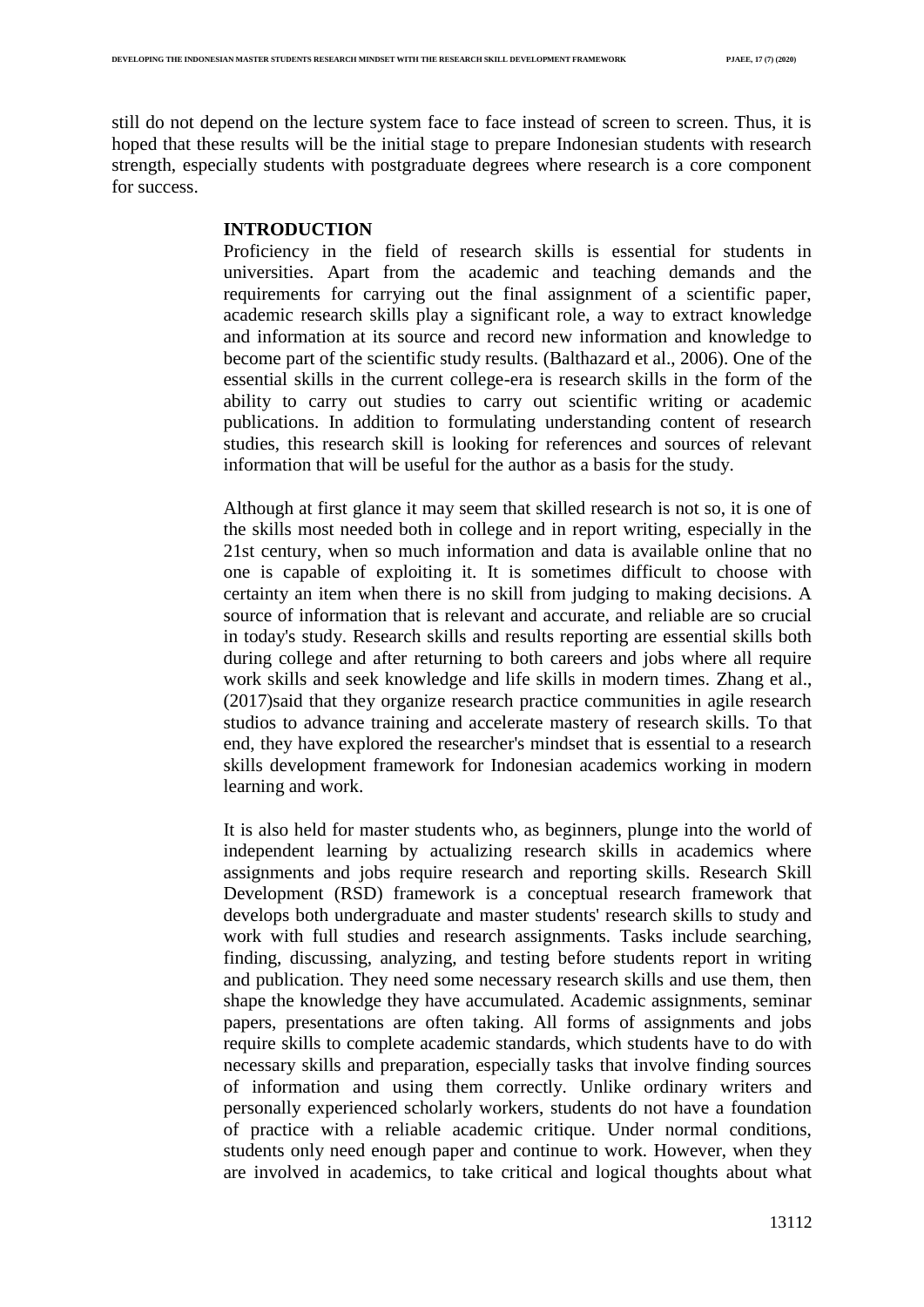still do not depend on the lecture system face to face instead of screen to screen. Thus, it is hoped that these results will be the initial stage to prepare Indonesian students with research strength, especially students with postgraduate degrees where research is a core component for success.

## INTRODUCTION

Proficiency in the field of research skills is essential for students in universities. Apart from the academic and teaching demands and the requirements for carrying out the final assignment of a scientific paper, academic research skills play a significant role, a way to extract knowledge and information at its source and record new information and knowledge to become part of the scientific study results. (Balthazard et al., 2006). One of the essential skills in the current college-era is research skills in the form of the ability to carry out studies to carry out scientific writing or academic publications. In addition to formulating understanding content of research studies, this research skill is looking for references and sources of relevant information that will be useful for the author as a basis for the study.

Although at first glance it may seem that skilled research is not so, it is one of the skills most needed both in college and in report writing, especially in the 21st century, when so much information and data is available online that no one is capable of exploiting it. It is sometimes difficult to choose with certainty an item when there is no skill from judging to making decisions. A source of information that is relevant and accurate, and reliable are so crucial in today's study. Research skills and results reporting are essential skills both during college and after returning to both careers and jobs where all require work skills and seek knowledge and life skills in modern times. Zhang et al., (2017)said that they organize research practice communities in agile research studios to advance training and accelerate mastery of research skills. To that end, they have explored the researcher's mindset that is essential to a research skills development framework for Indonesian academics working in modern learning and work.

It is also held for master students who, as beginners, plunge into the world of independent learning by actualizing research skills in academics where assignments and jobs require research and reporting skills. Research Skill Development (RSD) framework is a conceptual research framework that develops both undergraduate and master students' research skills to study and work with full studies and research assignments. Tasks include searching, finding, discussing, analyzing, and testing before students report in writing and publication. They need some necessary research skills and use them, then shape the knowledge they have accumulated. Academic assignments, seminar papers, presentations are often taking. All forms of assignments and jobs require skills to complete academic standards, which students have to do with necessary skills and preparation, especially tasks that involve finding sources of information and using them correctly. Unlike ordinary writers and personally experienced scholarly workers, students do not have a foundation of practice with a reliable academic critique. Under normal conditions, students only need enough paper and continue to work. However, when they are involved in academics, to take critical and logical thoughts about what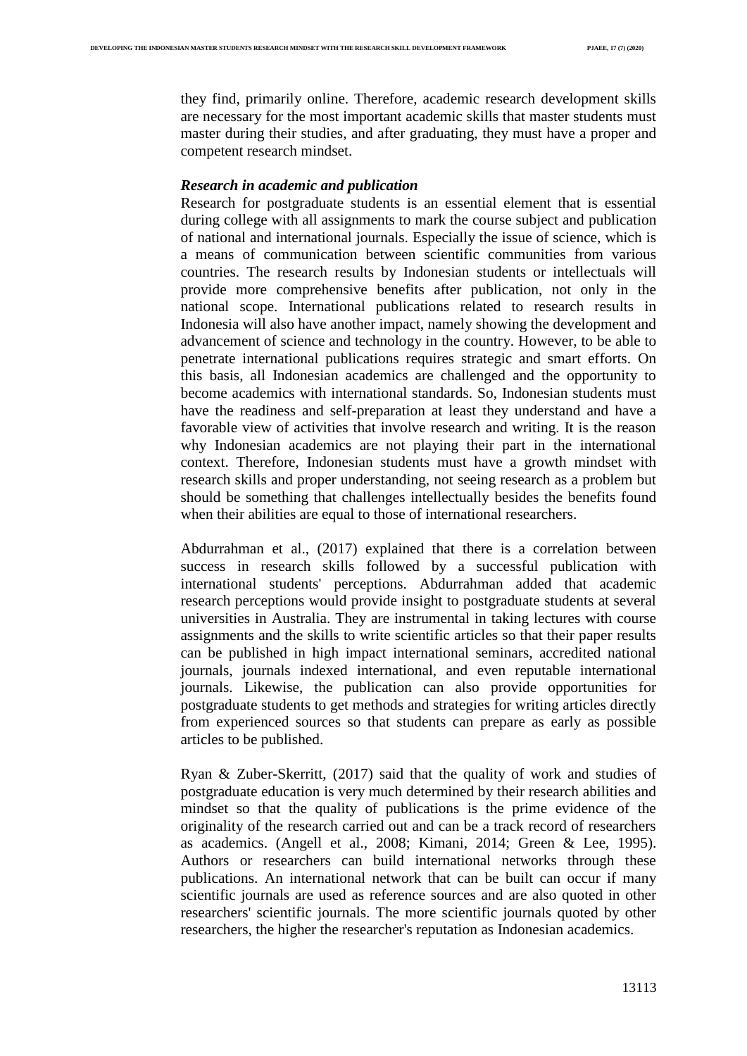they find, primarily online. Therefore, academic research development skills are necessary for the most important academic skills that master students must master during their studies, and after graduating, they must have a proper and competent research mindset.

***Research in academic and publication***

Research for postgraduate students is an essential element that is essential during college with all assignments to mark the course subject and publication of national and international journals. Especially the issue of science, which is a means of communication between scientific communities from various countries. The research results by Indonesian students or intellectuals will provide more comprehensive benefits after publication, not only in the national scope. International publications related to research results in Indonesia will also have another impact, namely showing the development and advancement of science and technology in the country. However, to be able to penetrate international publications requires strategic and smart efforts. On this basis, all Indonesian academics are challenged and the opportunity to become academics with international standards. So, Indonesian students must have the readiness and self-preparation at least they understand and have a favorable view of activities that involve research and writing. It is the reason why Indonesian academics are not playing their part in the international context. Therefore, Indonesian students must have a growth mindset with research skills and proper understanding, not seeing research as a problem but should be something that challenges intellectually besides the benefits found when their abilities are equal to those of international researchers.

Abdurrahman et al., (2017) explained that there is a correlation between success in research skills followed by a successful publication with international students' perceptions. Abdurrahman added that academic research perceptions would provide insight to postgraduate students at several universities in Australia. They are instrumental in taking lectures with course assignments and the skills to write scientific articles so that their paper results can be published in high impact international seminars, accredited national journals, journals indexed international, and even reputable international journals. Likewise, the publication can also provide opportunities for postgraduate students to get methods and strategies for writing articles directly from experienced sources so that students can prepare as early as possible articles to be published.

Ryan & Zuber-Skerritt, (2017) said that the quality of work and studies of postgraduate education is very much determined by their research abilities and mindset so that the quality of publications is the prime evidence of the originality of the research carried out and can be a track record of researchers as academics. (Angell et al., 2008; Kimani, 2014; Green & Lee, 1995). Authors or researchers can build international networks through these publications. An international network that can be built can occur if many scientific journals are used as reference sources and are also quoted in other researchers' scientific journals. The more scientific journals quoted by other researchers, the higher the researcher's reputation as Indonesian academics.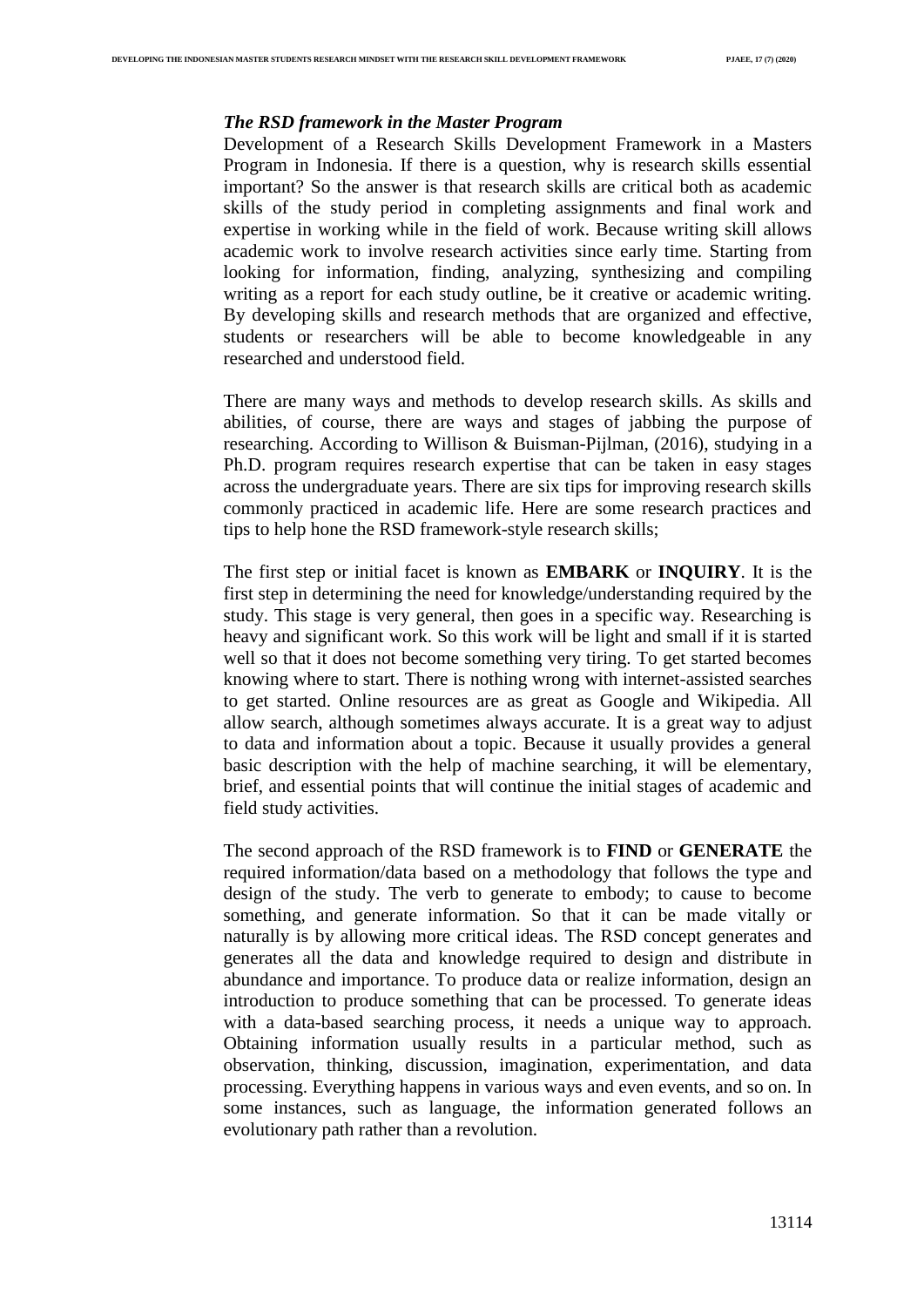### *The RSD framework in the Master Program*

Development of a Research Skills Development Framework in a Masters Program in Indonesia. If there is a question, why is research skills essential important? So the answer is that research skills are critical both as academic skills of the study period in completing assignments and final work and expertise in working while in the field of work. Because writing skill allows academic work to involve research activities since early time. Starting from looking for information, finding, analyzing, synthesizing and compiling writing as a report for each study outline, be it creative or academic writing. By developing skills and research methods that are organized and effective, students or researchers will be able to become knowledgeable in any researched and understood field.

There are many ways and methods to develop research skills. As skills and abilities, of course, there are ways and stages of jabbing the purpose of researching. According to Willison & Buisman-Pijlman, (2016), studying in a Ph.D. program requires research expertise that can be taken in easy stages across the undergraduate years. There are six tips for improving research skills commonly practiced in academic life. Here are some research practices and tips to help hone the RSD framework-style research skills;

The first step or initial facet is known as **EMBARK** or **INQUIRY**. It is the first step in determining the need for knowledge/understanding required by the study. This stage is very general, then goes in a specific way. Researching is heavy and significant work. So this work will be light and small if it is started well so that it does not become something very tiring. To get started becomes knowing where to start. There is nothing wrong with internet-assisted searches to get started. Online resources are as great as Google and Wikipedia. All allow search, although sometimes always accurate. It is a great way to adjust to data and information about a topic. Because it usually provides a general basic description with the help of machine searching, it will be elementary, brief, and essential points that will continue the initial stages of academic and field study activities.

The second approach of the RSD framework is to **FIND** or **GENERATE** the required information/data based on a methodology that follows the type and design of the study. The verb to generate to embody; to cause to become something, and generate information. So that it can be made vitally or naturally is by allowing more critical ideas. The RSD concept generates and generates all the data and knowledge required to design and distribute in abundance and importance. To produce data or realize information, design an introduction to produce something that can be processed. To generate ideas with a data-based searching process, it needs a unique way to approach. Obtaining information usually results in a particular method, such as observation, thinking, discussion, imagination, experimentation, and data processing. Everything happens in various ways and even events, and so on. In some instances, such as language, the information generated follows an evolutionary path rather than a revolution.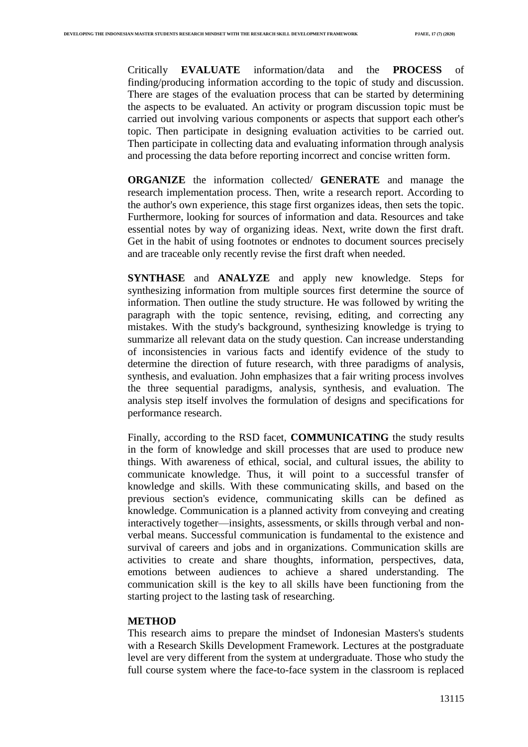Critically **EVALUATE** information/data and the **PROCESS** of finding/producing information according to the topic of study and discussion. There are stages of the evaluation process that can be started by determining the aspects to be evaluated. An activity or program discussion topic must be carried out involving various components or aspects that support each other's topic. Then participate in designing evaluation activities to be carried out. Then participate in collecting data and evaluating information through analysis and processing the data before reporting incorrect and concise written form.

**ORGANIZE** the information collected/ **GENERATE** and manage the research implementation process. Then, write a research report. According to the author's own experience, this stage first organizes ideas, then sets the topic. Furthermore, looking for sources of information and data. Resources and take essential notes by way of organizing ideas. Next, write down the first draft. Get in the habit of using footnotes or endnotes to document sources precisely and are traceable only recently revise the first draft when needed.

**SYNTHASE** and **ANALYZE** and apply new knowledge. Steps for synthesizing information from multiple sources first determine the source of information. Then outline the study structure. He was followed by writing the paragraph with the topic sentence, revising, editing, and correcting any mistakes. With the study's background, synthesizing knowledge is trying to summarize all relevant data on the study question. Can increase understanding of inconsistencies in various facts and identify evidence of the study to determine the direction of future research, with three paradigms of analysis, synthesis, and evaluation. John emphasizes that a fair writing process involves the three sequential paradigms, analysis, synthesis, and evaluation. The analysis step itself involves the formulation of designs and specifications for performance research.

Finally, according to the RSD facet, **COMMUNICATING** the study results in the form of knowledge and skill processes that are used to produce new things. With awareness of ethical, social, and cultural issues, the ability to communicate knowledge. Thus, it will point to a successful transfer of knowledge and skills. With these communicating skills, and based on the previous section's evidence, communicating skills can be defined as knowledge. Communication is a planned activity from conveying and creating interactively together—insights, assessments, or skills through verbal and non-verbal means. Successful communication is fundamental to the existence and survival of careers and jobs and in organizations. Communication skills are activities to create and share thoughts, information, perspectives, data, emotions between audiences to achieve a shared understanding. The communication skill is the key to all skills have been functioning from the starting project to the lasting task of researching.

## METHOD

This research aims to prepare the mindset of Indonesian Masters's students with a Research Skills Development Framework. Lectures at the postgraduate level are very different from the system at undergraduate. Those who study the full course system where the face-to-face system in the classroom is replaced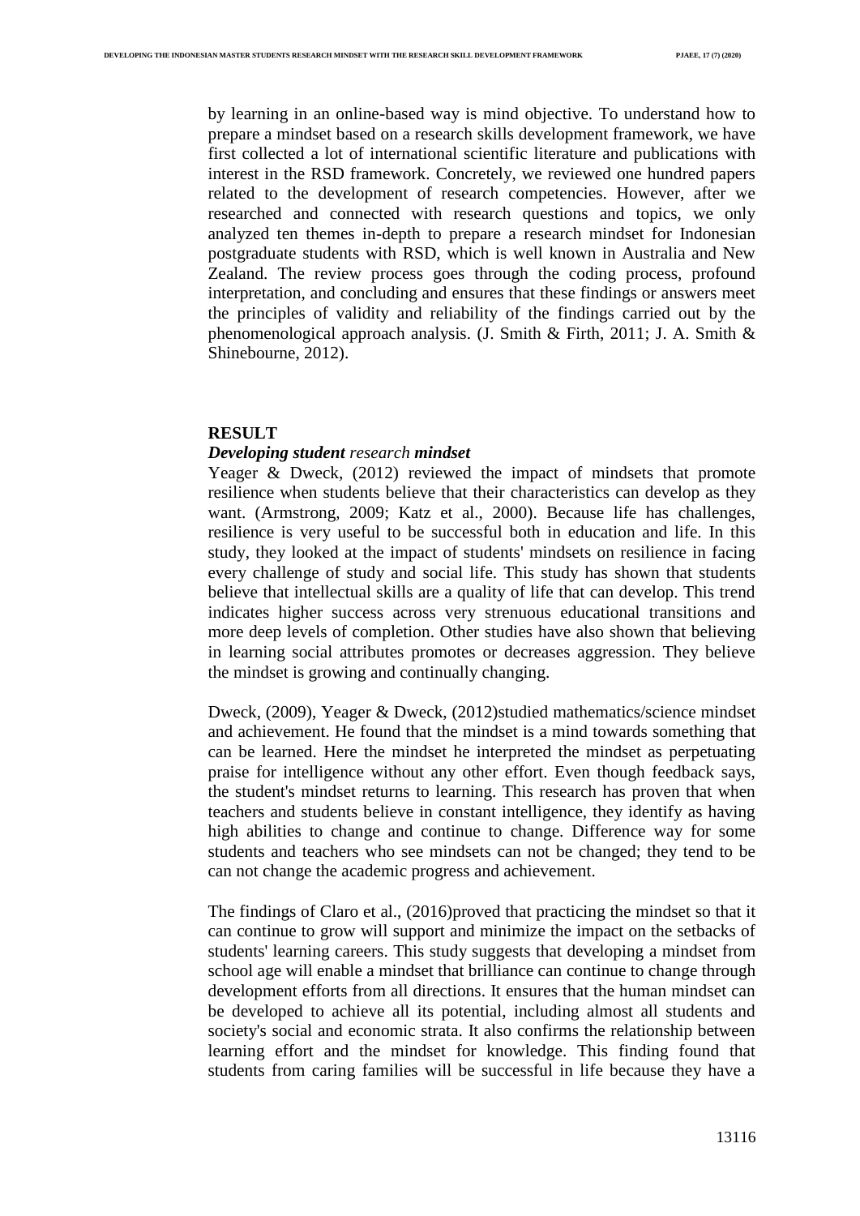by learning in an online-based way is mind objective. To understand how to prepare a mindset based on a research skills development framework, we have first collected a lot of international scientific literature and publications with interest in the RSD framework. Concretely, we reviewed one hundred papers related to the development of research competencies. However, after we researched and connected with research questions and topics, we only analyzed ten themes in-depth to prepare a research mindset for Indonesian postgraduate students with RSD, which is well known in Australia and New Zealand. The review process goes through the coding process, profound interpretation, and concluding and ensures that these findings or answers meet the principles of validity and reliability of the findings carried out by the phenomenological approach analysis. (J. Smith & Firth, 2011; J. A. Smith & Shinebourne, 2012).

## RESULT

### *Developing student research mindset*

Yeager & Dweck, (2012) reviewed the impact of mindsets that promote resilience when students believe that their characteristics can develop as they want. (Armstrong, 2009; Katz et al., 2000). Because life has challenges, resilience is very useful to be successful both in education and life. In this study, they looked at the impact of students' mindsets on resilience in facing every challenge of study and social life. This study has shown that students believe that intellectual skills are a quality of life that can develop. This trend indicates higher success across very strenuous educational transitions and more deep levels of completion. Other studies have also shown that believing in learning social attributes promotes or decreases aggression. They believe the mindset is growing and continually changing.

Dweck, (2009), Yeager & Dweck, (2012)studied mathematics/science mindset and achievement. He found that the mindset is a mind towards something that can be learned. Here the mindset he interpreted the mindset as perpetuating praise for intelligence without any other effort. Even though feedback says, the student's mindset returns to learning. This research has proven that when teachers and students believe in constant intelligence, they identify as having high abilities to change and continue to change. Difference way for some students and teachers who see mindsets can not be changed; they tend to be can not change the academic progress and achievement.

The findings of Claro et al., (2016)proved that practicing the mindset so that it can continue to grow will support and minimize the impact on the setbacks of students' learning careers. This study suggests that developing a mindset from school age will enable a mindset that brilliance can continue to change through development efforts from all directions. It ensures that the human mindset can be developed to achieve all its potential, including almost all students and society's social and economic strata. It also confirms the relationship between learning effort and the mindset for knowledge. This finding found that students from caring families will be successful in life because they have a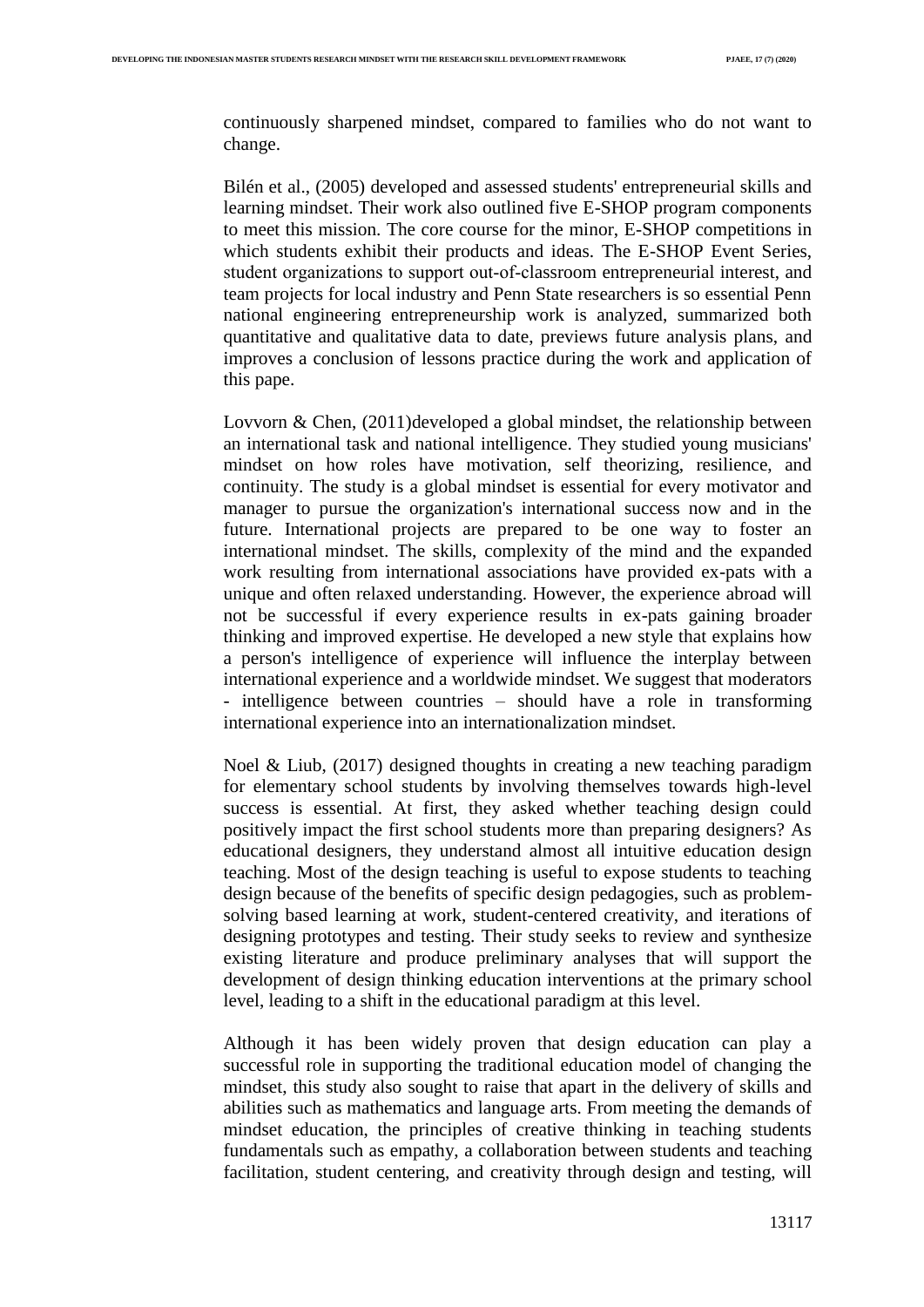continuously sharpened mindset, compared to families who do not want to change.

Bilén et al., (2005) developed and assessed students' entrepreneurial skills and learning mindset. Their work also outlined five E-SHOP program components to meet this mission. The core course for the minor, E-SHOP competitions in which students exhibit their products and ideas. The E-SHOP Event Series, student organizations to support out-of-classroom entrepreneurial interest, and team projects for local industry and Penn State researchers is so essential Penn national engineering entrepreneurship work is analyzed, summarized both quantitative and qualitative data to date, previews future analysis plans, and improves a conclusion of lessons practice during the work and application of this pape.

Lovvorn & Chen, (2011)developed a global mindset, the relationship between an international task and national intelligence. They studied young musicians' mindset on how roles have motivation, self theorizing, resilience, and continuity. The study is a global mindset is essential for every motivator and manager to pursue the organization's international success now and in the future. International projects are prepared to be one way to foster an international mindset. The skills, complexity of the mind and the expanded work resulting from international associations have provided ex-pats with a unique and often relaxed understanding. However, the experience abroad will not be successful if every experience results in ex-pats gaining broader thinking and improved expertise. He developed a new style that explains how a person's intelligence of experience will influence the interplay between international experience and a worldwide mindset. We suggest that moderators - intelligence between countries – should have a role in transforming international experience into an internationalization mindset.

Noel & Liub, (2017) designed thoughts in creating a new teaching paradigm for elementary school students by involving themselves towards high-level success is essential. At first, they asked whether teaching design could positively impact the first school students more than preparing designers? As educational designers, they understand almost all intuitive education design teaching. Most of the design teaching is useful to expose students to teaching design because of the benefits of specific design pedagogies, such as problem-solving based learning at work, student-centered creativity, and iterations of designing prototypes and testing. Their study seeks to review and synthesize existing literature and produce preliminary analyses that will support the development of design thinking education interventions at the primary school level, leading to a shift in the educational paradigm at this level.

Although it has been widely proven that design education can play a successful role in supporting the traditional education model of changing the mindset, this study also sought to raise that apart in the delivery of skills and abilities such as mathematics and language arts. From meeting the demands of mindset education, the principles of creative thinking in teaching students fundamentals such as empathy, a collaboration between students and teaching facilitation, student centering, and creativity through design and testing, will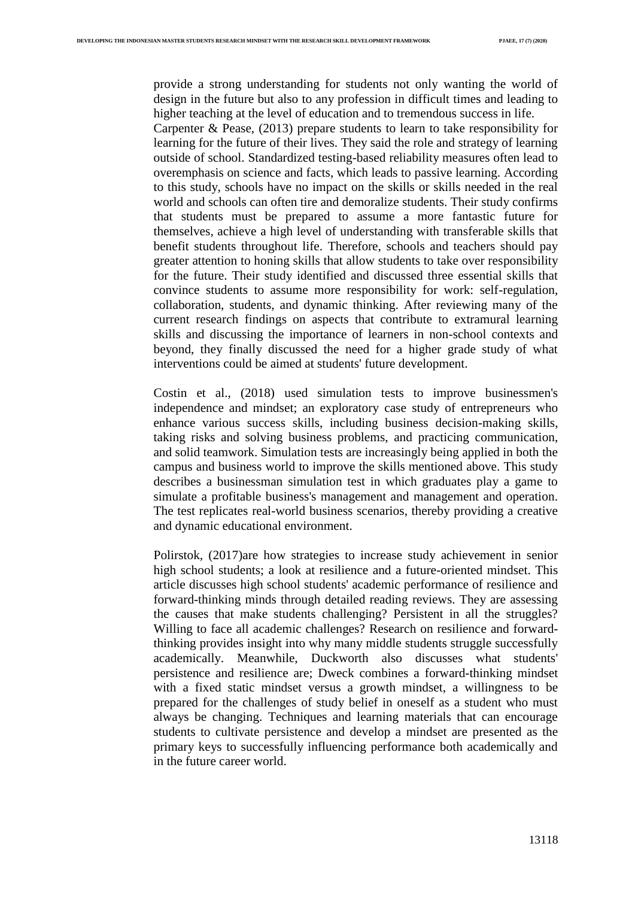provide a strong understanding for students not only wanting the world of design in the future but also to any profession in difficult times and leading to higher teaching at the level of education and to tremendous success in life.
Carpenter & Pease, (2013) prepare students to learn to take responsibility for learning for the future of their lives. They said the role and strategy of learning outside of school. Standardized testing-based reliability measures often lead to overemphasis on science and facts, which leads to passive learning. According to this study, schools have no impact on the skills or skills needed in the real world and schools can often tire and demoralize students. Their study confirms that students must be prepared to assume a more fantastic future for themselves, achieve a high level of understanding with transferable skills that benefit students throughout life. Therefore, schools and teachers should pay greater attention to honing skills that allow students to take over responsibility for the future. Their study identified and discussed three essential skills that convince students to assume more responsibility for work: self-regulation, collaboration, students, and dynamic thinking. After reviewing many of the current research findings on aspects that contribute to extramural learning skills and discussing the importance of learners in non-school contexts and beyond, they finally discussed the need for a higher grade study of what interventions could be aimed at students' future development.

Costin et al., (2018) used simulation tests to improve businessmen's independence and mindset; an exploratory case study of entrepreneurs who enhance various success skills, including business decision-making skills, taking risks and solving business problems, and practicing communication, and solid teamwork. Simulation tests are increasingly being applied in both the campus and business world to improve the skills mentioned above. This study describes a businessman simulation test in which graduates play a game to simulate a profitable business's management and management and operation. The test replicates real-world business scenarios, thereby providing a creative and dynamic educational environment.

Polirstok, (2017)are how strategies to increase study achievement in senior high school students; a look at resilience and a future-oriented mindset. This article discusses high school students' academic performance of resilience and forward-thinking minds through detailed reading reviews. They are assessing the causes that make students challenging? Persistent in all the struggles? Willing to face all academic challenges? Research on resilience and forward-thinking provides insight into why many middle students struggle successfully academically. Meanwhile, Duckworth also discusses what students' persistence and resilience are; Dweck combines a forward-thinking mindset with a fixed static mindset versus a growth mindset, a willingness to be prepared for the challenges of study belief in oneself as a student who must always be changing. Techniques and learning materials that can encourage students to cultivate persistence and develop a mindset are presented as the primary keys to successfully influencing performance both academically and in the future career world.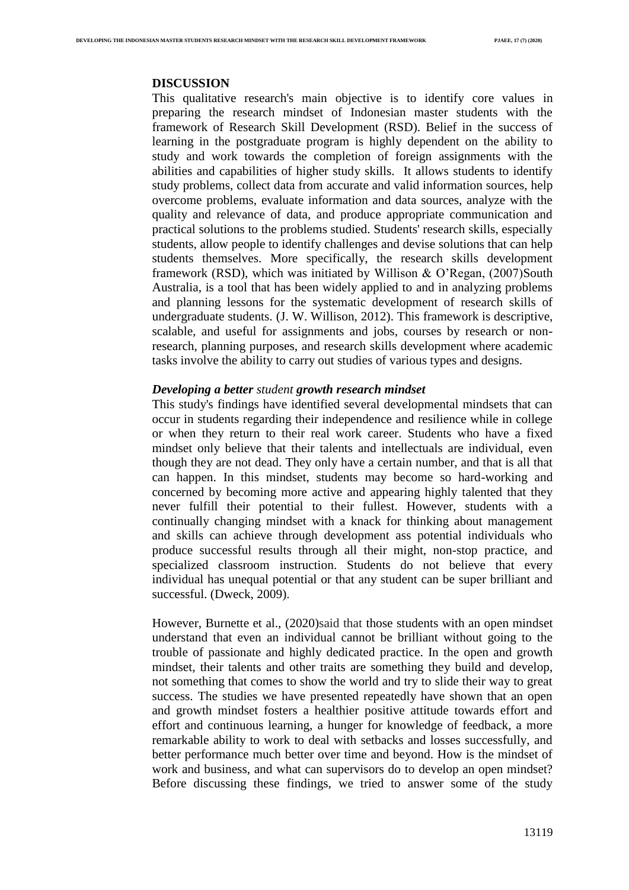## DISCUSSION

This qualitative research's main objective is to identify core values in preparing the research mindset of Indonesian master students with the framework of Research Skill Development (RSD). Belief in the success of learning in the postgraduate program is highly dependent on the ability to study and work towards the completion of foreign assignments with the abilities and capabilities of higher study skills. It allows students to identify study problems, collect data from accurate and valid information sources, help overcome problems, evaluate information and data sources, analyze with the quality and relevance of data, and produce appropriate communication and practical solutions to the problems studied. Students' research skills, especially students, allow people to identify challenges and devise solutions that can help students themselves. More specifically, the research skills development framework (RSD), which was initiated by Willison & O'Regan, (2007)South Australia, is a tool that has been widely applied to and in analyzing problems and planning lessons for the systematic development of research skills of undergraduate students. (J. W. Willison, 2012). This framework is descriptive, scalable, and useful for assignments and jobs, courses by research or non-research, planning purposes, and research skills development where academic tasks involve the ability to carry out studies of various types and designs.

### ***Developing a better*** *student* ***growth research mindset***

This study's findings have identified several developmental mindsets that can occur in students regarding their independence and resilience while in college or when they return to their real work career. Students who have a fixed mindset only believe that their talents and intellectuals are individual, even though they are not dead. They only have a certain number, and that is all that can happen. In this mindset, students may become so hard-working and concerned by becoming more active and appearing highly talented that they never fulfill their potential to their fullest. However, students with a continually changing mindset with a knack for thinking about management and skills can achieve through development ass potential individuals who produce successful results through all their might, non-stop practice, and specialized classroom instruction. Students do not believe that every individual has unequal potential or that any student can be super brilliant and successful. (Dweck, 2009).

However, Burnette et al., (2020)said that those students with an open mindset understand that even an individual cannot be brilliant without going to the trouble of passionate and highly dedicated practice. In the open and growth mindset, their talents and other traits are something they build and develop, not something that comes to show the world and try to slide their way to great success. The studies we have presented repeatedly have shown that an open and growth mindset fosters a healthier positive attitude towards effort and effort and continuous learning, a hunger for knowledge of feedback, a more remarkable ability to work to deal with setbacks and losses successfully, and better performance much better over time and beyond. How is the mindset of work and business, and what can supervisors do to develop an open mindset? Before discussing these findings, we tried to answer some of the study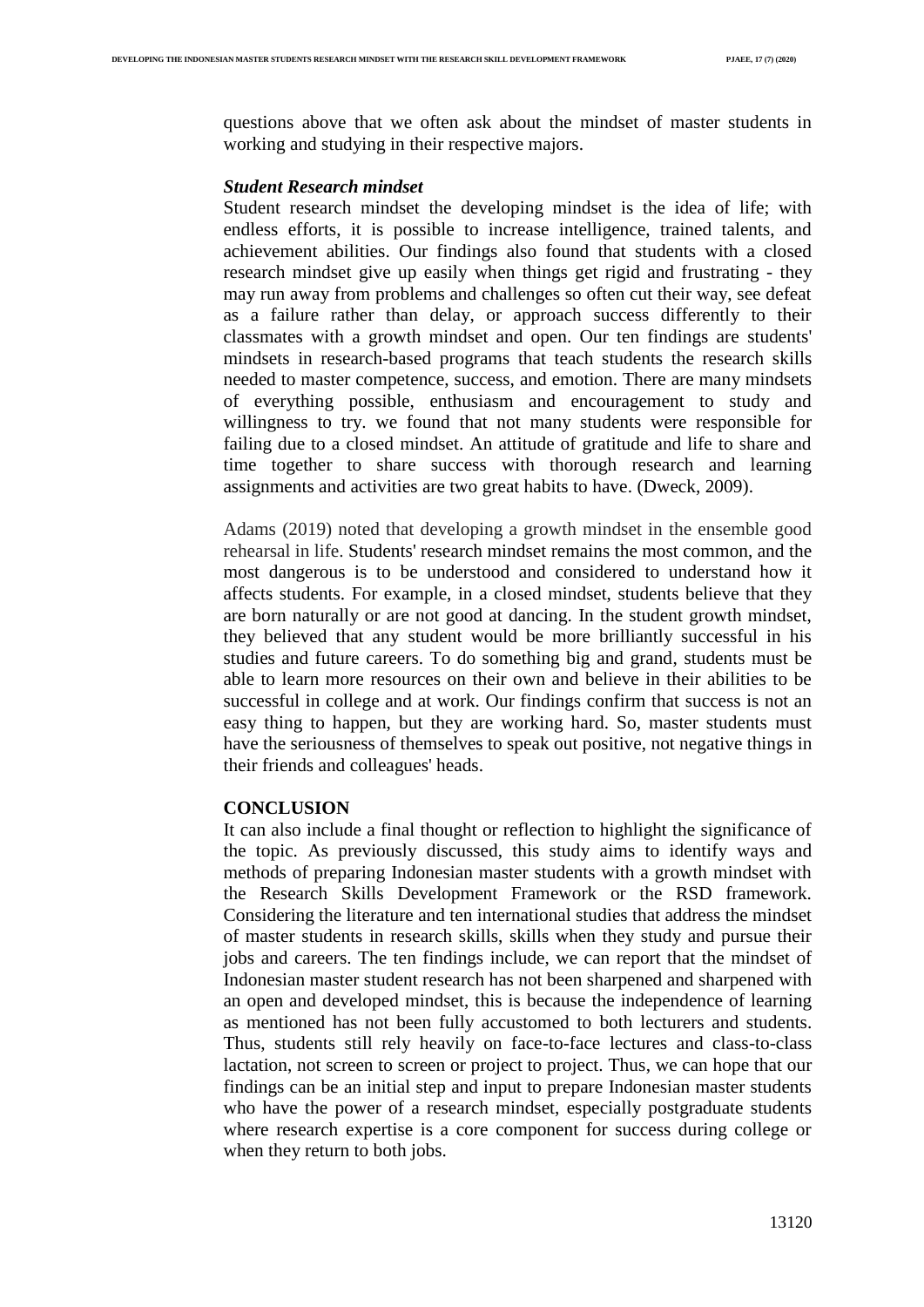questions above that we often ask about the mindset of master students in working and studying in their respective majors.

***Student Research mindset***

Student research mindset the developing mindset is the idea of life; with endless efforts, it is possible to increase intelligence, trained talents, and achievement abilities. Our findings also found that students with a closed research mindset give up easily when things get rigid and frustrating - they may run away from problems and challenges so often cut their way, see defeat as a failure rather than delay, or approach success differently to their classmates with a growth mindset and open. Our ten findings are students' mindsets in research-based programs that teach students the research skills needed to master competence, success, and emotion. There are many mindsets of everything possible, enthusiasm and encouragement to study and willingness to try. we found that not many students were responsible for failing due to a closed mindset. An attitude of gratitude and life to share and time together to share success with thorough research and learning assignments and activities are two great habits to have. (Dweck, 2009).

Adams (2019) noted that developing a growth mindset in the ensemble good rehearsal in life. Students' research mindset remains the most common, and the most dangerous is to be understood and considered to understand how it affects students. For example, in a closed mindset, students believe that they are born naturally or are not good at dancing. In the student growth mindset, they believed that any student would be more brilliantly successful in his studies and future careers. To do something big and grand, students must be able to learn more resources on their own and believe in their abilities to be successful in college and at work. Our findings confirm that success is not an easy thing to happen, but they are working hard. So, master students must have the seriousness of themselves to speak out positive, not negative things in their friends and colleagues' heads.

## CONCLUSION

It can also include a final thought or reflection to highlight the significance of the topic. As previously discussed, this study aims to identify ways and methods of preparing Indonesian master students with a growth mindset with the Research Skills Development Framework or the RSD framework. Considering the literature and ten international studies that address the mindset of master students in research skills, skills when they study and pursue their jobs and careers. The ten findings include, we can report that the mindset of Indonesian master student research has not been sharpened and sharpened with an open and developed mindset, this is because the independence of learning as mentioned has not been fully accustomed to both lecturers and students. Thus, students still rely heavily on face-to-face lectures and class-to-class lactation, not screen to screen or project to project. Thus, we can hope that our findings can be an initial step and input to prepare Indonesian master students who have the power of a research mindset, especially postgraduate students where research expertise is a core component for success during college or when they return to both jobs.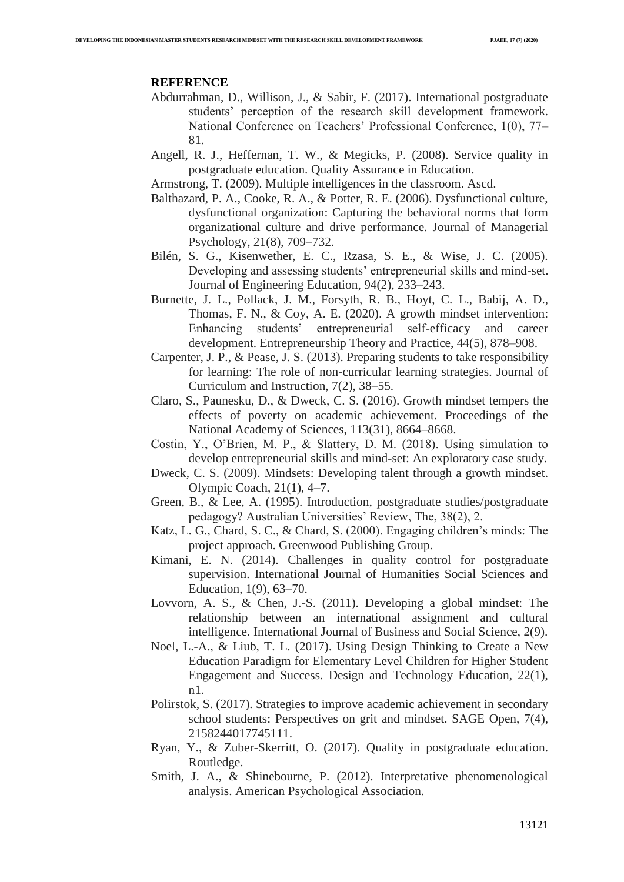## REFERENCE

Abdurrahman, D., Willison, J., & Sabir, F. (2017). International postgraduate students' perception of the research skill development framework. National Conference on Teachers' Professional Conference, 1(0), 77–81.

Angell, R. J., Heffernan, T. W., & Megicks, P. (2008). Service quality in postgraduate education. Quality Assurance in Education.

Armstrong, T. (2009). Multiple intelligences in the classroom. Ascd.

Balthazard, P. A., Cooke, R. A., & Potter, R. E. (2006). Dysfunctional culture, dysfunctional organization: Capturing the behavioral norms that form organizational culture and drive performance. Journal of Managerial Psychology, 21(8), 709–732.

Bilén, S. G., Kisenwether, E. C., Rzasa, S. E., & Wise, J. C. (2005). Developing and assessing students' entrepreneurial skills and mind-set. Journal of Engineering Education, 94(2), 233–243.

Burnette, J. L., Pollack, J. M., Forsyth, R. B., Hoyt, C. L., Babij, A. D., Thomas, F. N., & Coy, A. E. (2020). A growth mindset intervention: Enhancing students' entrepreneurial self-efficacy and career development. Entrepreneurship Theory and Practice, 44(5), 878–908.

Carpenter, J. P., & Pease, J. S. (2013). Preparing students to take responsibility for learning: The role of non-curricular learning strategies. Journal of Curriculum and Instruction, 7(2), 38–55.

Claro, S., Paunesku, D., & Dweck, C. S. (2016). Growth mindset tempers the effects of poverty on academic achievement. Proceedings of the National Academy of Sciences, 113(31), 8664–8668.

Costin, Y., O'Brien, M. P., & Slattery, D. M. (2018). Using simulation to develop entrepreneurial skills and mind-set: An exploratory case study.

Dweck, C. S. (2009). Mindsets: Developing talent through a growth mindset. Olympic Coach, 21(1), 4–7.

Green, B., & Lee, A. (1995). Introduction, postgraduate studies/postgraduate pedagogy? Australian Universities' Review, The, 38(2), 2.

Katz, L. G., Chard, S. C., & Chard, S. (2000). Engaging children's minds: The project approach. Greenwood Publishing Group.

Kimani, E. N. (2014). Challenges in quality control for postgraduate supervision. International Journal of Humanities Social Sciences and Education, 1(9), 63–70.

Lovvorn, A. S., & Chen, J.-S. (2011). Developing a global mindset: The relationship between an international assignment and cultural intelligence. International Journal of Business and Social Science, 2(9).

Noel, L.-A., & Liub, T. L. (2017). Using Design Thinking to Create a New Education Paradigm for Elementary Level Children for Higher Student Engagement and Success. Design and Technology Education, 22(1), n1.

Polirstok, S. (2017). Strategies to improve academic achievement in secondary school students: Perspectives on grit and mindset. SAGE Open, 7(4), 2158244017745111.

Ryan, Y., & Zuber-Skerritt, O. (2017). Quality in postgraduate education. Routledge.

Smith, J. A., & Shinebourne, P. (2012). Interpretative phenomenological analysis. American Psychological Association.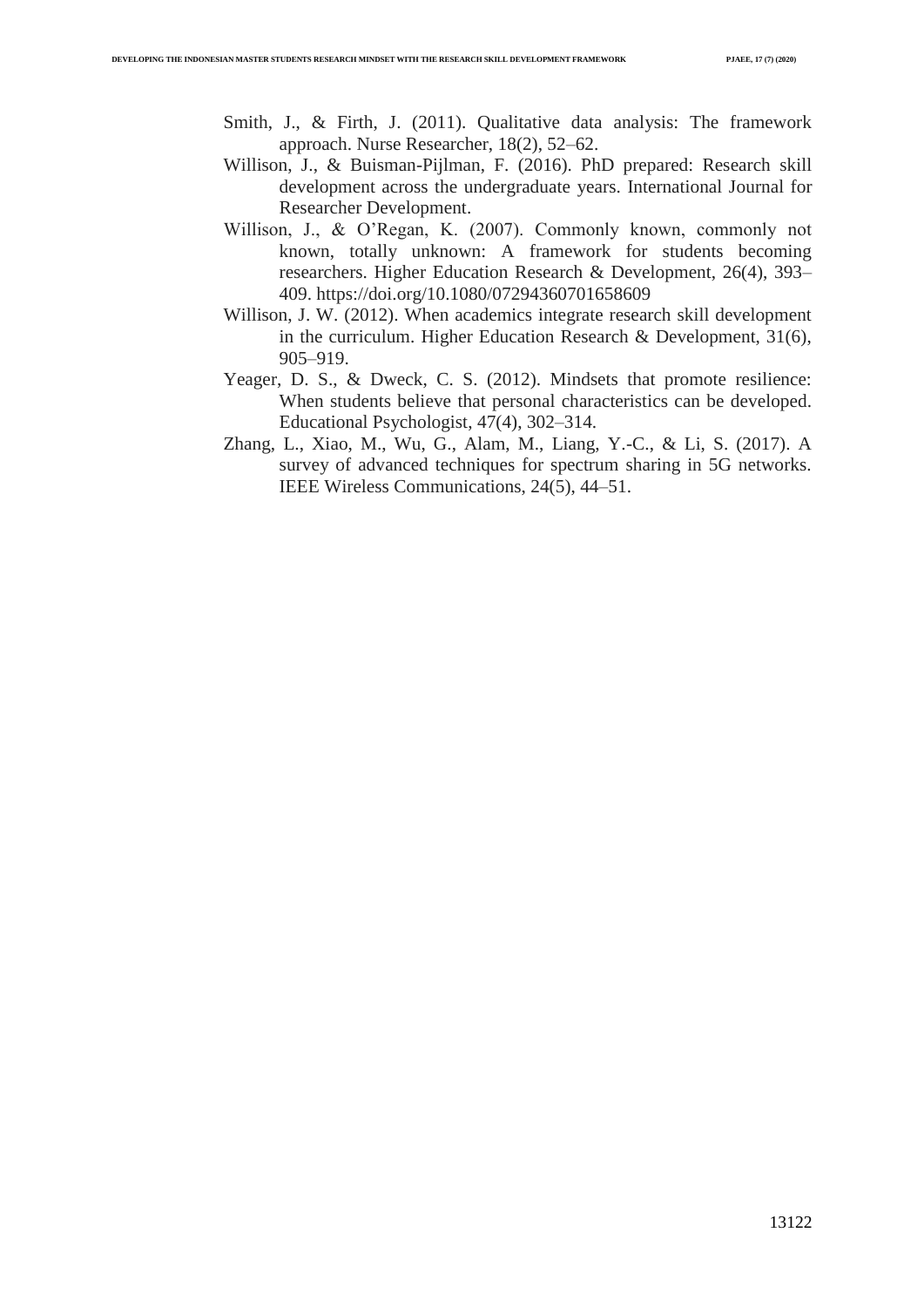Smith, J., & Firth, J. (2011). Qualitative data analysis: The framework approach. Nurse Researcher, 18(2), 52–62.

Willison, J., & Buisman-Pijlman, F. (2016). PhD prepared: Research skill development across the undergraduate years. International Journal for Researcher Development.

Willison, J., & O'Regan, K. (2007). Commonly known, commonly not known, totally unknown: A framework for students becoming researchers. Higher Education Research & Development, 26(4), 393–409. https://doi.org/10.1080/07294360701658609

Willison, J. W. (2012). When academics integrate research skill development in the curriculum. Higher Education Research & Development, 31(6), 905–919.

Yeager, D. S., & Dweck, C. S. (2012). Mindsets that promote resilience: When students believe that personal characteristics can be developed. Educational Psychologist, 47(4), 302–314.

Zhang, L., Xiao, M., Wu, G., Alam, M., Liang, Y.-C., & Li, S. (2017). A survey of advanced techniques for spectrum sharing in 5G networks. IEEE Wireless Communications, 24(5), 44–51.